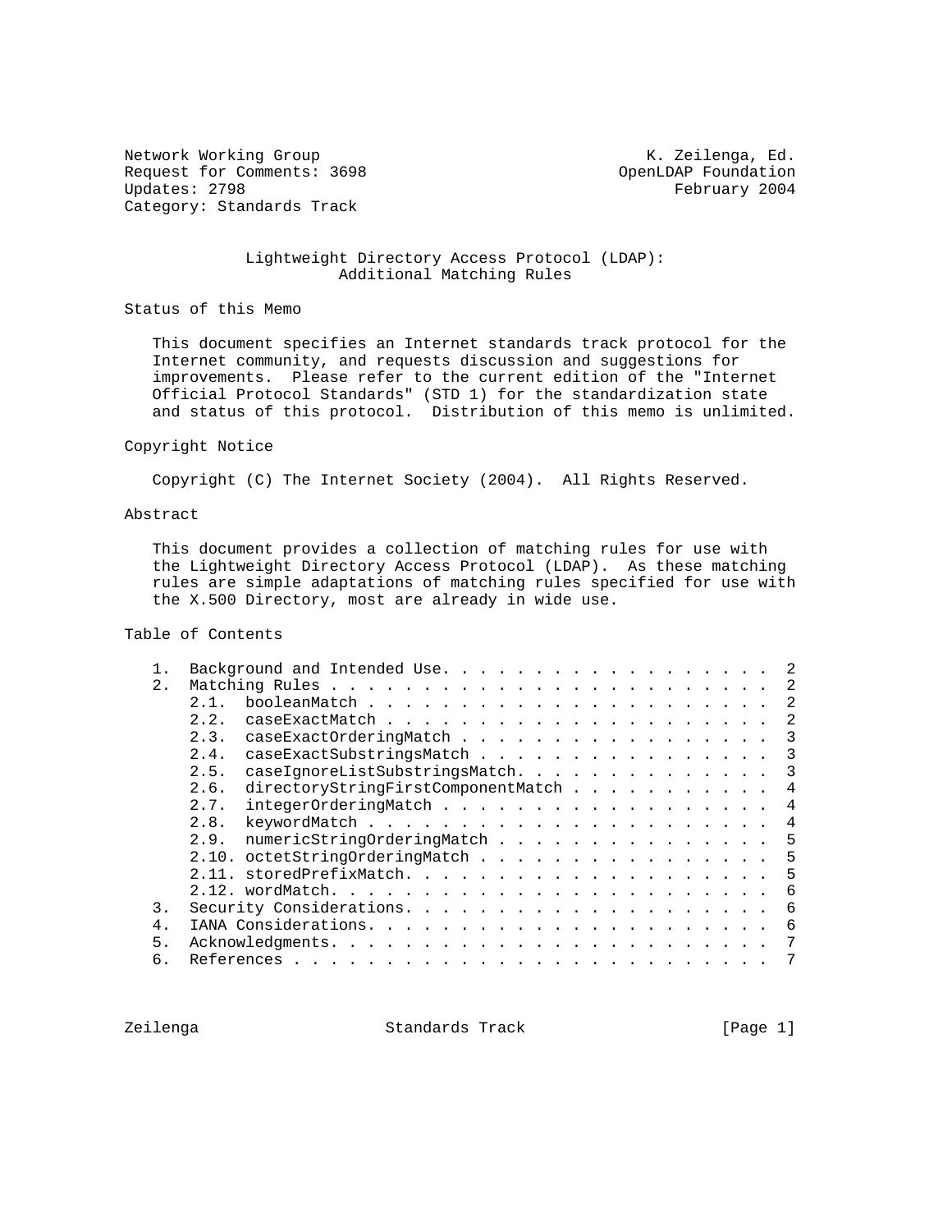Network Working Group  
Request for Comments: 3698  
Updates: 2798  
Category: Standards Track

K. Zeilenga, Ed.  
OpenLDAP Foundation  
February 2004

# Lightweight Directory Access Protocol (LDAP): Additional Matching Rules

## Status of this Memo

This document specifies an Internet standards track protocol for the Internet community, and requests discussion and suggestions for improvements. Please refer to the current edition of the "Internet Official Protocol Standards" (STD 1) for the standardization state and status of this protocol. Distribution of this memo is unlimited.

## Copyright Notice

Copyright (C) The Internet Society (2004). All Rights Reserved.

## Abstract

This document provides a collection of matching rules for use with the Lightweight Directory Access Protocol (LDAP). As these matching rules are simple adaptations of matching rules specified for use with the X.500 Directory, most are already in wide use.

## Table of Contents

```
   1.  Background and Intended Use. . . . . . . . . . . . . . . . . .  2
   2.  Matching Rules . . . . . . . . . . . . . . . . . . . . . . . .  2
       2.1.  booleanMatch . . . . . . . . . . . . . . . . . . . . . .  2
       2.2.  caseExactMatch . . . . . . . . . . . . . . . . . . . . .  2
       2.3.  caseExactOrderingMatch . . . . . . . . . . . . . . . . .  3
       2.4.  caseExactSubstringsMatch . . . . . . . . . . . . . . . .  3
       2.5.  caseIgnoreListSubstringsMatch. . . . . . . . . . . . . .  3
       2.6.  directoryStringFirstComponentMatch . . . . . . . . . . .  4
       2.7.  integerOrderingMatch . . . . . . . . . . . . . . . . . .  4
       2.8.  keywordMatch . . . . . . . . . . . . . . . . . . . . . .  4
       2.9.  numericStringOrderingMatch . . . . . . . . . . . . . . .  5
       2.10. octetStringOrderingMatch . . . . . . . . . . . . . . . .  5
       2.11. storedPrefixMatch. . . . . . . . . . . . . . . . . . . .  5
       2.12. wordMatch. . . . . . . . . . . . . . . . . . . . . . . .  6
   3.  Security Considerations. . . . . . . . . . . . . . . . . . . .  6
   4.  IANA Considerations. . . . . . . . . . . . . . . . . . . . . .  6
   5.  Acknowledgments. . . . . . . . . . . . . . . . . . . . . . . .  7
   6.  References . . . . . . . . . . . . . . . . . . . . . . . . . .  7
```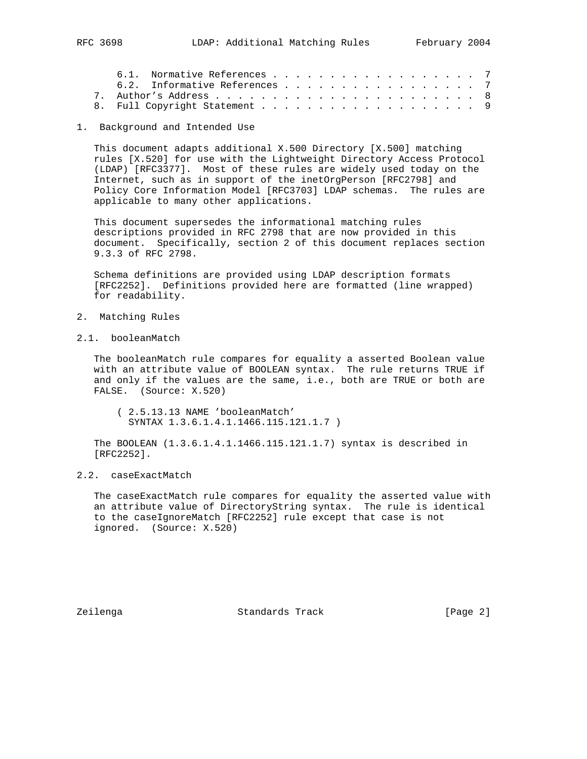6.1. Normative References . . . . . . . . . . . . . . . . . . . 7
6.2. Informative References . . . . . . . . . . . . . . . . . . 7
7. Author's Address . . . . . . . . . . . . . . . . . . . . . . . 8
8. Full Copyright Statement . . . . . . . . . . . . . . . . . . . 9

## 1. Background and Intended Use

This document adapts additional X.500 Directory [X.500] matching rules [X.520] for use with the Lightweight Directory Access Protocol (LDAP) [RFC3377]. Most of these rules are widely used today on the Internet, such as in support of the inetOrgPerson [RFC2798] and Policy Core Information Model [RFC3703] LDAP schemas. The rules are applicable to many other applications.

This document supersedes the informational matching rules descriptions provided in RFC 2798 that are now provided in this document. Specifically, section 2 of this document replaces section 9.3.3 of RFC 2798.

Schema definitions are provided using LDAP description formats [RFC2252]. Definitions provided here are formatted (line wrapped) for readability.

## 2. Matching Rules

### 2.1. booleanMatch

The booleanMatch rule compares for equality a asserted Boolean value with an attribute value of BOOLEAN syntax. The rule returns TRUE if and only if the values are the same, i.e., both are TRUE or both are FALSE. (Source: X.520)

```
( 2.5.13.13 NAME 'booleanMatch'
  SYNTAX 1.3.6.1.4.1.1466.115.121.1.7 )
```

The BOOLEAN (1.3.6.1.4.1.1466.115.121.1.7) syntax is described in [RFC2252].

### 2.2. caseExactMatch

The caseExactMatch rule compares for equality the asserted value with an attribute value of DirectoryString syntax. The rule is identical to the caseIgnoreMatch [RFC2252] rule except that case is not ignored. (Source: X.520)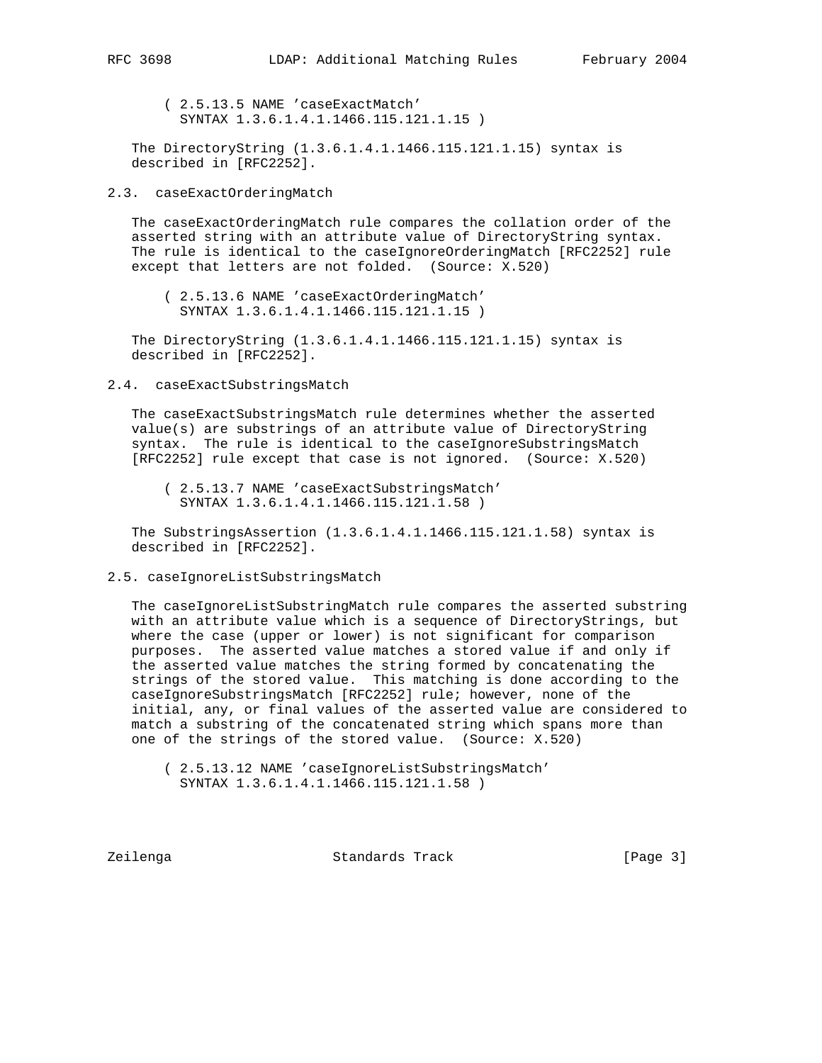```
( 2.5.13.5 NAME 'caseExactMatch'
  SYNTAX 1.3.6.1.4.1.1466.115.121.1.15 )
```

The DirectoryString (1.3.6.1.4.1.1466.115.121.1.15) syntax is described in [RFC2252].

## 2.3. caseExactOrderingMatch

The caseExactOrderingMatch rule compares the collation order of the asserted string with an attribute value of DirectoryString syntax. The rule is identical to the caseIgnoreOrderingMatch [RFC2252] rule except that letters are not folded. (Source: X.520)

```
( 2.5.13.6 NAME 'caseExactOrderingMatch'
  SYNTAX 1.3.6.1.4.1.1466.115.121.1.15 )
```

The DirectoryString (1.3.6.1.4.1.1466.115.121.1.15) syntax is described in [RFC2252].

## 2.4. caseExactSubstringsMatch

The caseExactSubstringsMatch rule determines whether the asserted value(s) are substrings of an attribute value of DirectoryString syntax. The rule is identical to the caseIgnoreSubstringsMatch [RFC2252] rule except that case is not ignored. (Source: X.520)

```
( 2.5.13.7 NAME 'caseExactSubstringsMatch'
  SYNTAX 1.3.6.1.4.1.1466.115.121.1.58 )
```

The SubstringsAssertion (1.3.6.1.4.1.1466.115.121.1.58) syntax is described in [RFC2252].

## 2.5. caseIgnoreListSubstringsMatch

The caseIgnoreListSubstringMatch rule compares the asserted substring with an attribute value which is a sequence of DirectoryStrings, but where the case (upper or lower) is not significant for comparison purposes. The asserted value matches a stored value if and only if the asserted value matches the string formed by concatenating the strings of the stored value. This matching is done according to the caseIgnoreSubstringsMatch [RFC2252] rule; however, none of the initial, any, or final values of the asserted value are considered to match a substring of the concatenated string which spans more than one of the strings of the stored value. (Source: X.520)

```
( 2.5.13.12 NAME 'caseIgnoreListSubstringsMatch'
  SYNTAX 1.3.6.1.4.1.1466.115.121.1.58 )
```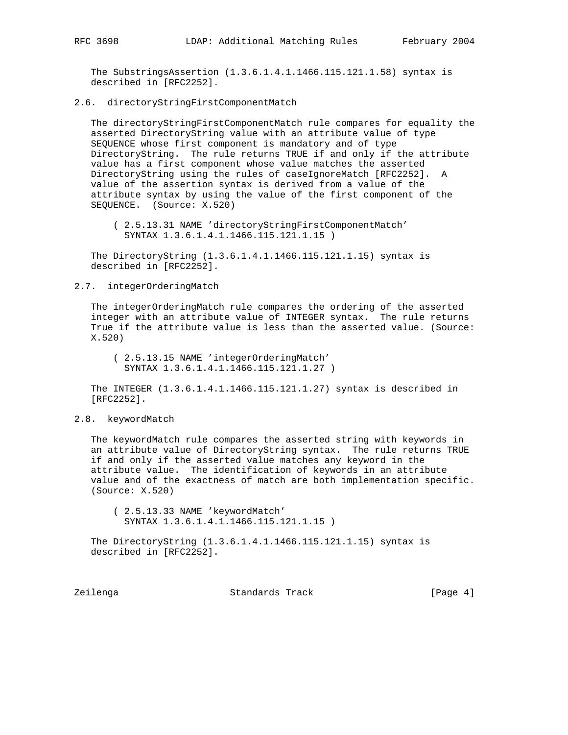The SubstringsAssertion (1.3.6.1.4.1.1466.115.121.1.58) syntax is described in [RFC2252].

## 2.6. directoryStringFirstComponentMatch

The directoryStringFirstComponentMatch rule compares for equality the asserted DirectoryString value with an attribute value of type SEQUENCE whose first component is mandatory and of type DirectoryString. The rule returns TRUE if and only if the attribute value has a first component whose value matches the asserted DirectoryString using the rules of caseIgnoreMatch [RFC2252]. A value of the assertion syntax is derived from a value of the attribute syntax by using the value of the first component of the SEQUENCE. (Source: X.520)

```
( 2.5.13.31 NAME 'directoryStringFirstComponentMatch'
  SYNTAX 1.3.6.1.4.1.1466.115.121.1.15 )
```

The DirectoryString (1.3.6.1.4.1.1466.115.121.1.15) syntax is described in [RFC2252].

## 2.7. integerOrderingMatch

The integerOrderingMatch rule compares the ordering of the asserted integer with an attribute value of INTEGER syntax. The rule returns True if the attribute value is less than the asserted value. (Source: X.520)

```
( 2.5.13.15 NAME 'integerOrderingMatch'
  SYNTAX 1.3.6.1.4.1.1466.115.121.1.27 )
```

The INTEGER (1.3.6.1.4.1.1466.115.121.1.27) syntax is described in [RFC2252].

## 2.8. keywordMatch

The keywordMatch rule compares the asserted string with keywords in an attribute value of DirectoryString syntax. The rule returns TRUE if and only if the asserted value matches any keyword in the attribute value. The identification of keywords in an attribute value and of the exactness of match are both implementation specific. (Source: X.520)

```
( 2.5.13.33 NAME 'keywordMatch'
  SYNTAX 1.3.6.1.4.1.1466.115.121.1.15 )
```

The DirectoryString (1.3.6.1.4.1.1466.115.121.1.15) syntax is described in [RFC2252].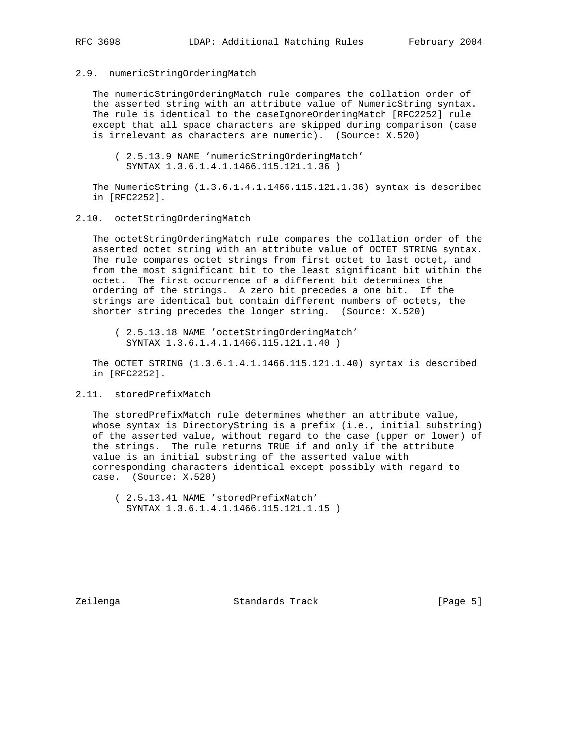## 2.9. numericStringOrderingMatch

The numericStringOrderingMatch rule compares the collation order of the asserted string with an attribute value of NumericString syntax. The rule is identical to the caseIgnoreOrderingMatch [RFC2252] rule except that all space characters are skipped during comparison (case is irrelevant as characters are numeric). (Source: X.520)

```
( 2.5.13.9 NAME 'numericStringOrderingMatch'
  SYNTAX 1.3.6.1.4.1.1466.115.121.1.36 )
```

The NumericString (1.3.6.1.4.1.1466.115.121.1.36) syntax is described in [RFC2252].

## 2.10. octetStringOrderingMatch

The octetStringOrderingMatch rule compares the collation order of the asserted octet string with an attribute value of OCTET STRING syntax. The rule compares octet strings from first octet to last octet, and from the most significant bit to the least significant bit within the octet. The first occurrence of a different bit determines the ordering of the strings. A zero bit precedes a one bit. If the strings are identical but contain different numbers of octets, the shorter string precedes the longer string. (Source: X.520)

```
( 2.5.13.18 NAME 'octetStringOrderingMatch'
  SYNTAX 1.3.6.1.4.1.1466.115.121.1.40 )
```

The OCTET STRING (1.3.6.1.4.1.1466.115.121.1.40) syntax is described in [RFC2252].

## 2.11. storedPrefixMatch

The storedPrefixMatch rule determines whether an attribute value, whose syntax is DirectoryString is a prefix (i.e., initial substring) of the asserted value, without regard to the case (upper or lower) of the strings. The rule returns TRUE if and only if the attribute value is an initial substring of the asserted value with corresponding characters identical except possibly with regard to case. (Source: X.520)

```
( 2.5.13.41 NAME 'storedPrefixMatch'
  SYNTAX 1.3.6.1.4.1.1466.115.121.1.15 )
```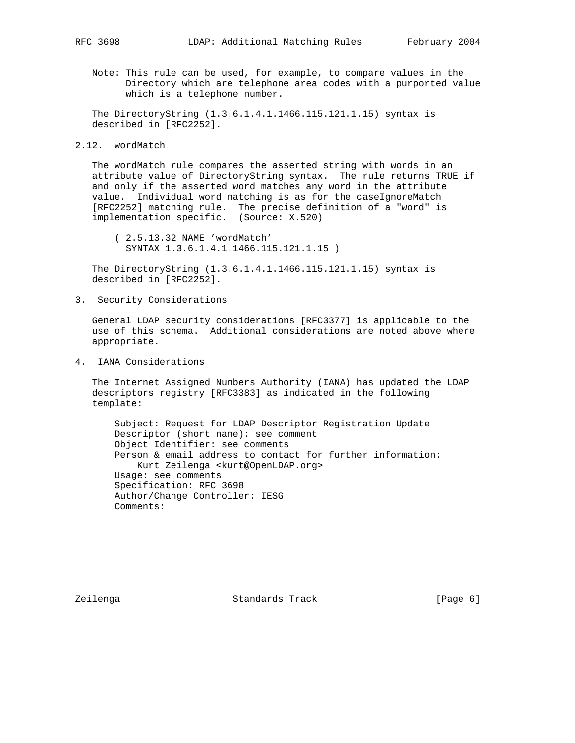Note: This rule can be used, for example, to compare values in the Directory which are telephone area codes with a purported value which is a telephone number.

The DirectoryString (1.3.6.1.4.1.1466.115.121.1.15) syntax is described in [RFC2252].

## 2.12. wordMatch

The wordMatch rule compares the asserted string with words in an attribute value of DirectoryString syntax. The rule returns TRUE if and only if the asserted word matches any word in the attribute value. Individual word matching is as for the caseIgnoreMatch [RFC2252] matching rule. The precise definition of a "word" is implementation specific. (Source: X.520)

```
( 2.5.13.32 NAME 'wordMatch'
  SYNTAX 1.3.6.1.4.1.1466.115.121.1.15 )
```

The DirectoryString (1.3.6.1.4.1.1466.115.121.1.15) syntax is described in [RFC2252].

# 3. Security Considerations

General LDAP security considerations [RFC3377] is applicable to the use of this schema. Additional considerations are noted above where appropriate.

# 4. IANA Considerations

The Internet Assigned Numbers Authority (IANA) has updated the LDAP descriptors registry [RFC3383] as indicated in the following template:

```
Subject: Request for LDAP Descriptor Registration Update
Descriptor (short name): see comment
Object Identifier: see comments
Person & email address to contact for further information:
   Kurt Zeilenga <kurt@OpenLDAP.org>
Usage: see comments
Specification: RFC 3698
Author/Change Controller: IESG
Comments:
```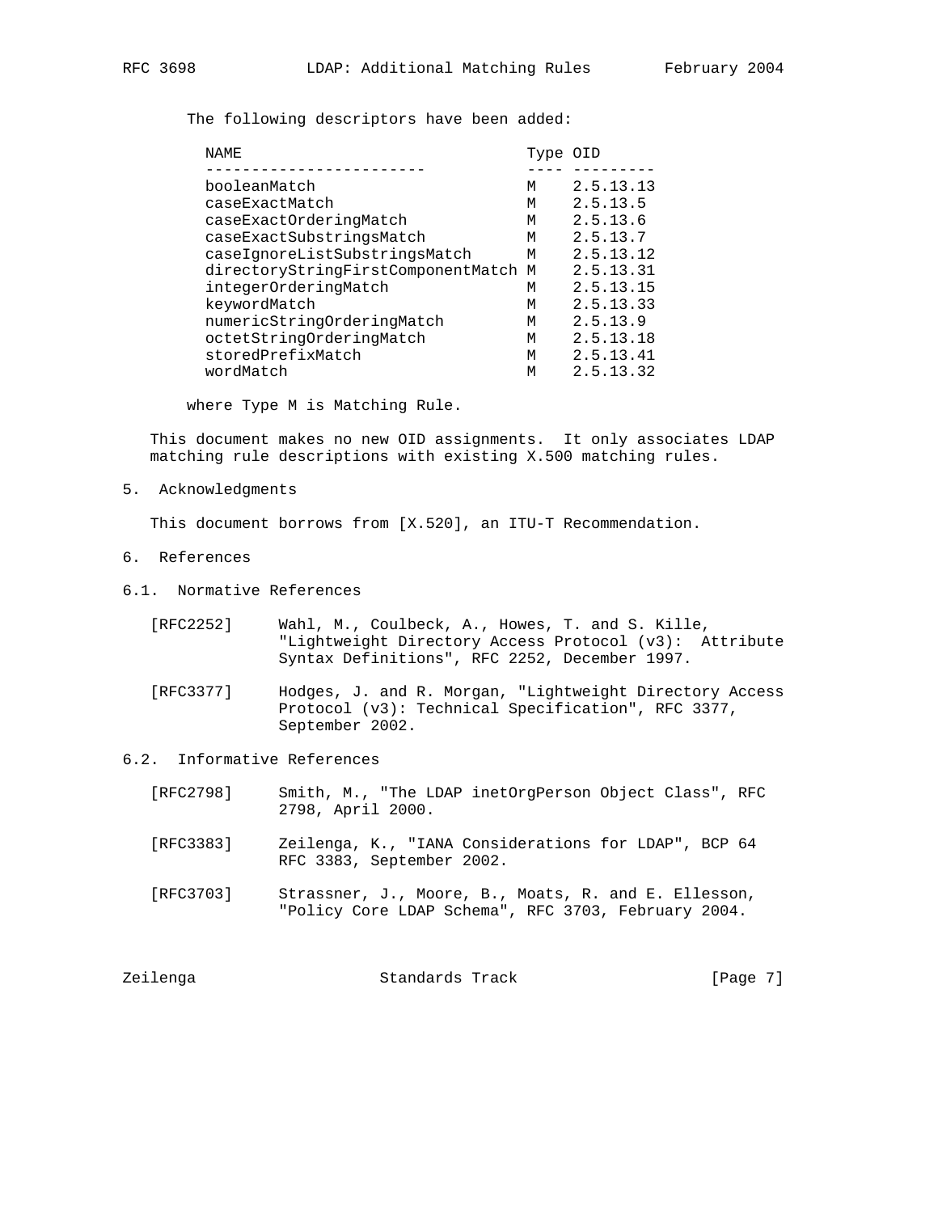The following descriptors have been added:

| NAME | Type | OID |
|---|---|---|
| booleanMatch | M | 2.5.13.13 |
| caseExactMatch | M | 2.5.13.5 |
| caseExactOrderingMatch | M | 2.5.13.6 |
| caseExactSubstringsMatch | M | 2.5.13.7 |
| caseIgnoreListSubstringsMatch | M | 2.5.13.12 |
| directoryStringFirstComponentMatch | M | 2.5.13.31 |
| integerOrderingMatch | M | 2.5.13.15 |
| keywordMatch | M | 2.5.13.33 |
| numericStringOrderingMatch | M | 2.5.13.9 |
| octetStringOrderingMatch | M | 2.5.13.18 |
| storedPrefixMatch | M | 2.5.13.41 |
| wordMatch | M | 2.5.13.32 |

where Type M is Matching Rule.

This document makes no new OID assignments. It only associates LDAP matching rule descriptions with existing X.500 matching rules.

## 5. Acknowledgments

This document borrows from [X.520], an ITU-T Recommendation.

## 6. References

### 6.1. Normative References

[RFC2252] Wahl, M., Coulbeck, A., Howes, T. and S. Kille, "Lightweight Directory Access Protocol (v3): Attribute Syntax Definitions", RFC 2252, December 1997.

[RFC3377] Hodges, J. and R. Morgan, "Lightweight Directory Access Protocol (v3): Technical Specification", RFC 3377, September 2002.

### 6.2. Informative References

[RFC2798] Smith, M., "The LDAP inetOrgPerson Object Class", RFC 2798, April 2000.

[RFC3383] Zeilenga, K., "IANA Considerations for LDAP", BCP 64 RFC 3383, September 2002.

[RFC3703] Strassner, J., Moore, B., Moats, R. and E. Ellesson, "Policy Core LDAP Schema", RFC 3703, February 2004.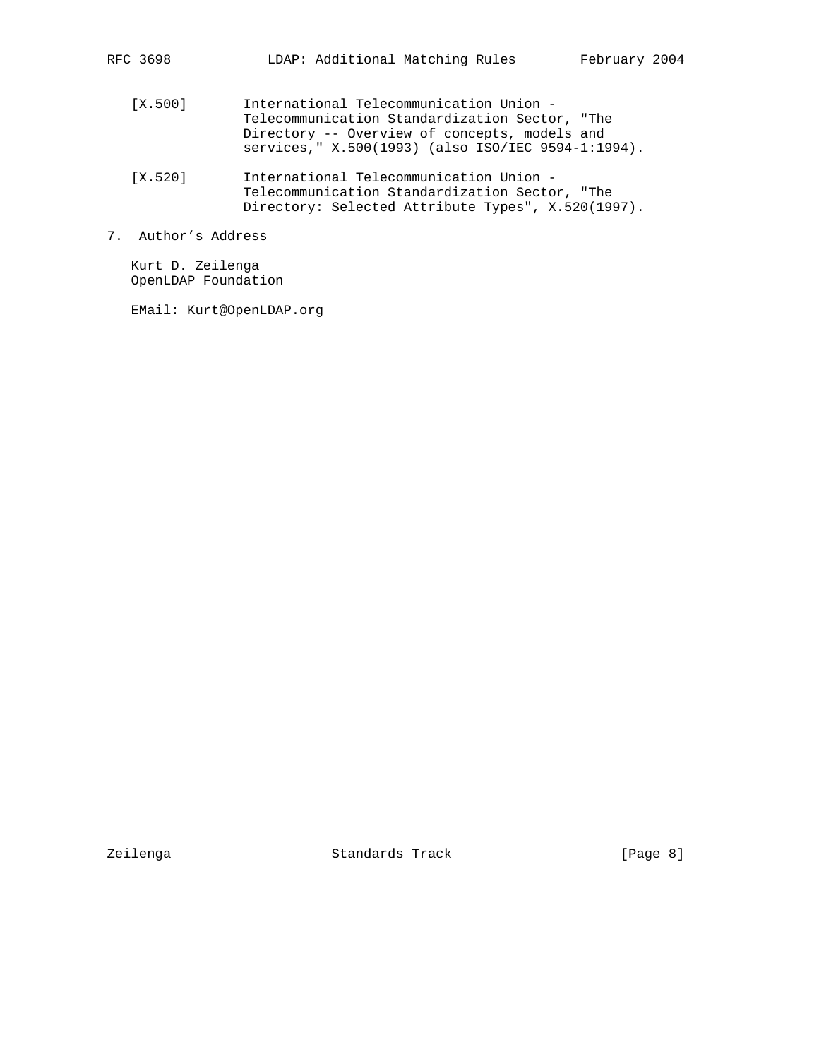[X.500] International Telecommunication Union - Telecommunication Standardization Sector, "The Directory -- Overview of concepts, models and services," X.500(1993) (also ISO/IEC 9594-1:1994).

[X.520] International Telecommunication Union - Telecommunication Standardization Sector, "The Directory: Selected Attribute Types", X.520(1997).

## 7. Author's Address

Kurt D. Zeilenga
OpenLDAP Foundation

EMail: Kurt@OpenLDAP.org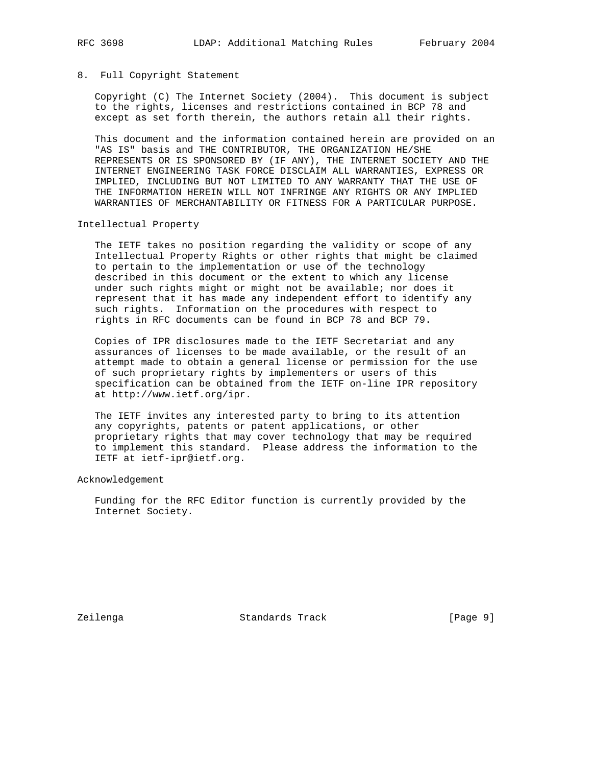## 8. Full Copyright Statement

Copyright (C) The Internet Society (2004). This document is subject to the rights, licenses and restrictions contained in BCP 78 and except as set forth therein, the authors retain all their rights.

This document and the information contained herein are provided on an "AS IS" basis and THE CONTRIBUTOR, THE ORGANIZATION HE/SHE REPRESENTS OR IS SPONSORED BY (IF ANY), THE INTERNET SOCIETY AND THE INTERNET ENGINEERING TASK FORCE DISCLAIM ALL WARRANTIES, EXPRESS OR IMPLIED, INCLUDING BUT NOT LIMITED TO ANY WARRANTY THAT THE USE OF THE INFORMATION HEREIN WILL NOT INFRINGE ANY RIGHTS OR ANY IMPLIED WARRANTIES OF MERCHANTABILITY OR FITNESS FOR A PARTICULAR PURPOSE.

### Intellectual Property

The IETF takes no position regarding the validity or scope of any Intellectual Property Rights or other rights that might be claimed to pertain to the implementation or use of the technology described in this document or the extent to which any license under such rights might or might not be available; nor does it represent that it has made any independent effort to identify any such rights. Information on the procedures with respect to rights in RFC documents can be found in BCP 78 and BCP 79.

Copies of IPR disclosures made to the IETF Secretariat and any assurances of licenses to be made available, or the result of an attempt made to obtain a general license or permission for the use of such proprietary rights by implementers or users of this specification can be obtained from the IETF on-line IPR repository at http://www.ietf.org/ipr.

The IETF invites any interested party to bring to its attention any copyrights, patents or patent applications, or other proprietary rights that may cover technology that may be required to implement this standard. Please address the information to the IETF at ietf-ipr@ietf.org.

### Acknowledgement

Funding for the RFC Editor function is currently provided by the Internet Society.